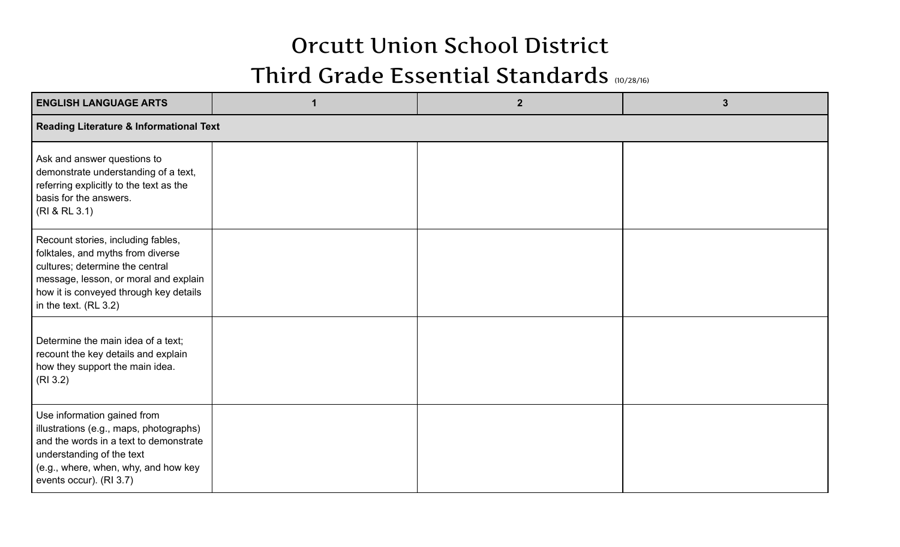# Orcutt Union School District

## Third Grade Essential Standards (10/28/16)

| ENGLISH LANGUAGE ARTS | 1 | 2 | 3 |
|---|---|---|---|
| **Reading Literature & Informational Text** | | | |
| Ask and answer questions to demonstrate understanding of a text, referring explicitly to the text as the basis for the answers. (RI & RL 3.1) | | | |
| Recount stories, including fables, folktales, and myths from diverse cultures; determine the central message, lesson, or moral and explain how it is conveyed through key details in the text. (RL 3.2) | | | |
| Determine the main idea of a text; recount the key details and explain how they support the main idea. (RI 3.2) | | | |
| Use information gained from illustrations (e.g., maps, photographs) and the words in a text to demonstrate understanding of the text (e.g., where, when, why, and how key events occur). (RI 3.7) | | | |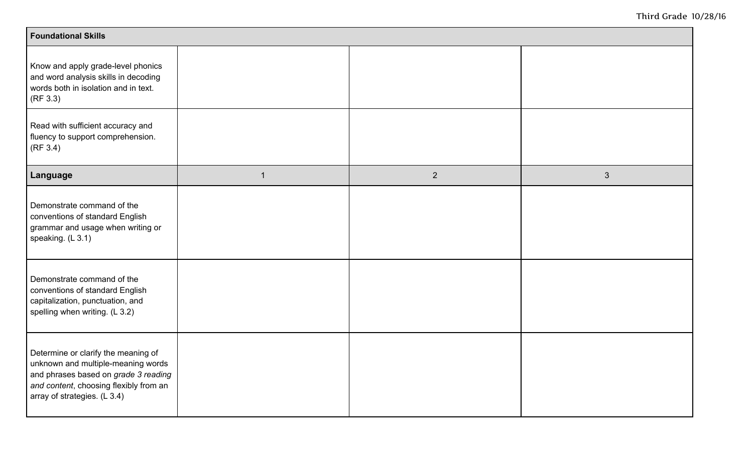| Foundational Skills | | | |
| --- | --- | --- | --- |
| Know and apply grade-level phonics and word analysis skills in decoding words both in isolation and in text. (RF 3.3) | | | |
| Read with sufficient accuracy and fluency to support comprehension. (RF 3.4) | | | |
| **Language** | **1** | **2** | **3** |
| Demonstrate command of the conventions of standard English grammar and usage when writing or speaking. (L 3.1) | | | |
| Demonstrate command of the conventions of standard English capitalization, punctuation, and spelling when writing. (L 3.2) | | | |
| Determine or clarify the meaning of unknown and multiple-meaning words and phrases based on *grade 3 reading and content*, choosing flexibly from an array of strategies. (L 3.4) | | | |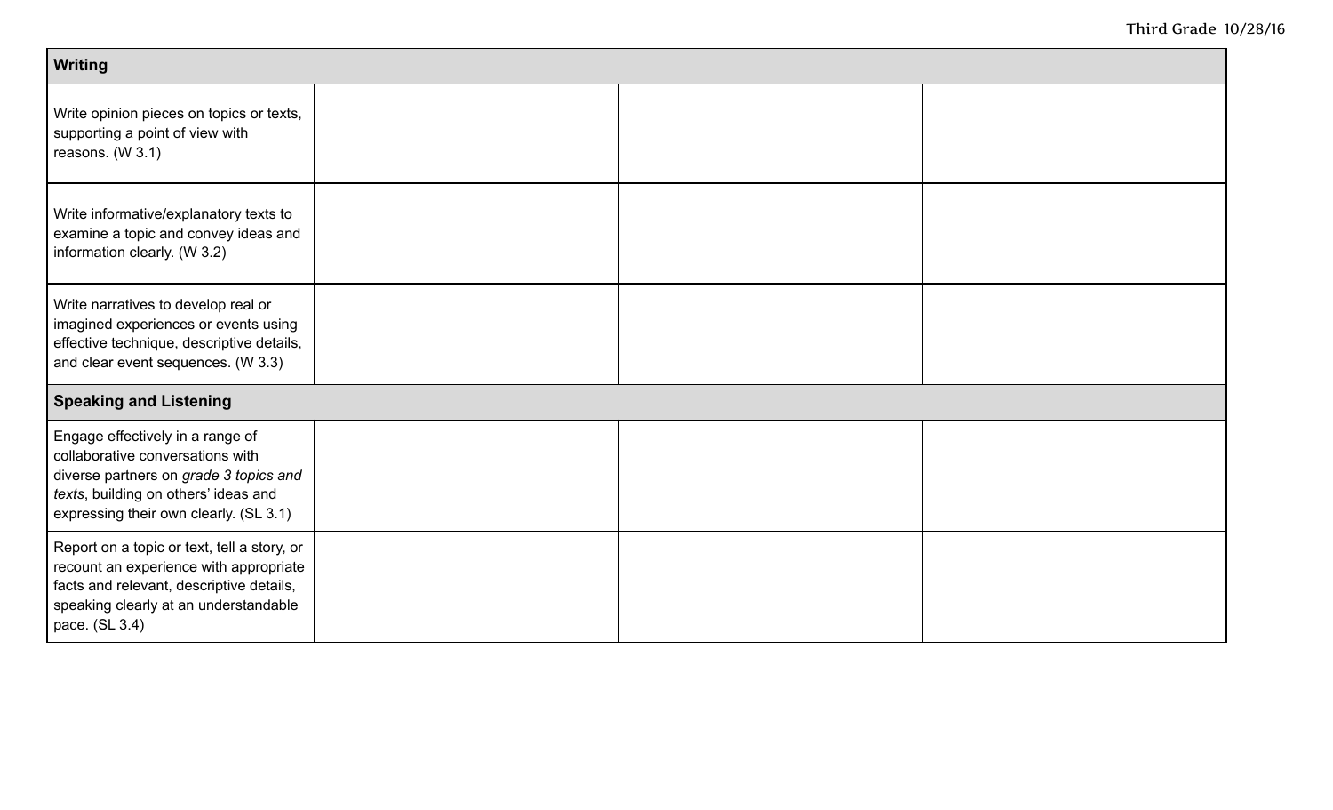| | | | |
|---|---|---|---|
| **Writing** | | | |
| Write opinion pieces on topics or texts, supporting a point of view with reasons. (W 3.1) | | | |
| Write informative/explanatory texts to examine a topic and convey ideas and information clearly. (W 3.2) | | | |
| Write narratives to develop real or imagined experiences or events using effective technique, descriptive details, and clear event sequences. (W 3.3) | | | |
| **Speaking and Listening** | | | |
| Engage effectively in a range of collaborative conversations with diverse partners on *grade 3 topics and texts*, building on others' ideas and expressing their own clearly. (SL 3.1) | | | |
| Report on a topic or text, tell a story, or recount an experience with appropriate facts and relevant, descriptive details, speaking clearly at an understandable pace. (SL 3.4) | | | |